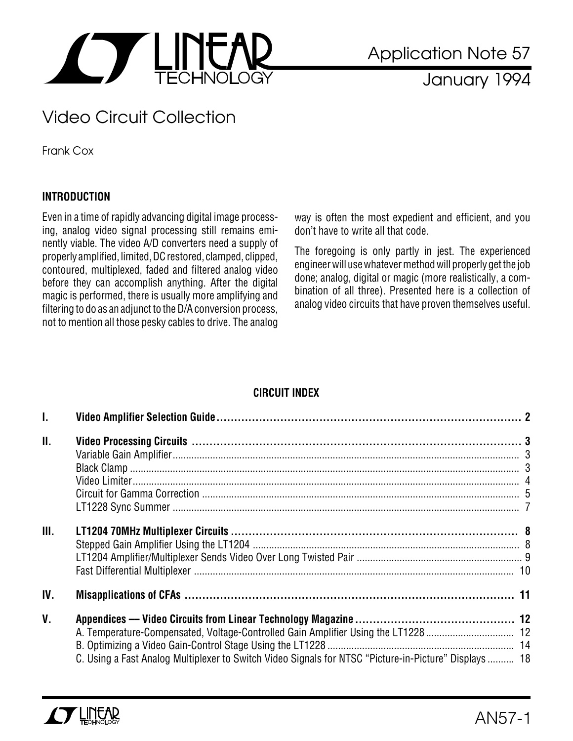Application Note 57

January 1994

# Video Circuit Collection

Frank Cox

## INTRODUCTION

Even in a time of rapidly advancing digital image processing, analog video signal processing still remains eminently viable. The video A/D converters need a supply of properly amplified, limited, DC restored, clamped, clipped, contoured, multiplexed, faded and filtered analog video before they can accomplish anything. After the digital magic is performed, there is usually more amplifying and filtering to do as an adjunct to the D/A conversion process, not to mention all those pesky cables to drive. The analog way is often the most expedient and efficient, and you don't have to write all that code.

The foregoing is only partly in jest. The experienced engineer will use whatever method will properly get the job done; analog, digital or magic (more realistically, a combination of all three). Presented here is a collection of analog video circuits that have proven themselves useful.

## CIRCUIT INDEX

| | | |
|---|---|---|
| **I.** | **Video Amplifier Selection Guide** | **2** |
| **II.** | **Video Processing Circuits** | **3** |
| | Variable Gain Amplifier | 3 |
| | Black Clamp | 3 |
| | Video Limiter | 4 |
| | Circuit for Gamma Correction | 5 |
| | LT1228 Sync Summer | 7 |
| **III.** | **LT1204 70MHz Multiplexer Circuits** | **8** |
| | Stepped Gain Amplifier Using the LT1204 | 8 |
| | LT1204 Amplifier/Multiplexer Sends Video Over Long Twisted Pair | 9 |
| | Fast Differential Multiplexer | 10 |
| **IV.** | **Misapplications of CFAs** | **11** |
| **V.** | **Appendices — Video Circuits from Linear Technology Magazine** | **12** |
| | A. Temperature-Compensated, Voltage-Controlled Gain Amplifier Using the LT1228 | 12 |
| | B. Optimizing a Video Gain-Control Stage Using the LT1228 | 14 |
| | C. Using a Fast Analog Multiplexer to Switch Video Signals for NTSC "Picture-in-Picture" Displays | 18 |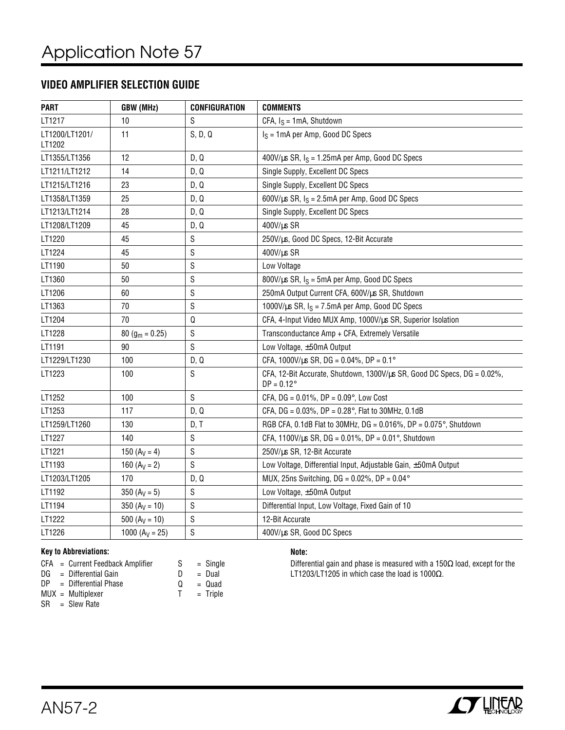## VIDEO AMPLIFIER SELECTION GUIDE

| PART | GBW (MHz) | CONFIGURATION | COMMENTS |
|---|---|---|---|
| LT1217 | 10 | S | CFA, $I_S$ = 1mA, Shutdown |
| LT1200/LT1201/ LT1202 | 11 | S, D, Q | $I_S$ = 1mA per Amp, Good DC Specs |
| LT1355/LT1356 | 12 | D, Q | 400V/µs SR, $I_S$ = 1.25mA per Amp, Good DC Specs |
| LT1211/LT1212 | 14 | D, Q | Single Supply, Excellent DC Specs |
| LT1215/LT1216 | 23 | D, Q | Single Supply, Excellent DC Specs |
| LT1358/LT1359 | 25 | D, Q | 600V/µs SR, $I_S$ = 2.5mA per Amp, Good DC Specs |
| LT1213/LT1214 | 28 | D, Q | Single Supply, Excellent DC Specs |
| LT1208/LT1209 | 45 | D, Q | 400V/µs SR |
| LT1220 | 45 | S | 250V/µs, Good DC Specs, 12-Bit Accurate |
| LT1224 | 45 | S | 400V/µs SR |
| LT1190 | 50 | S | Low Voltage |
| LT1360 | 50 | S | 800V/µs SR, $I_S$ = 5mA per Amp, Good DC Specs |
| LT1206 | 60 | S | 250mA Output Current CFA, 600V/µs SR, Shutdown |
| LT1363 | 70 | S | 1000V/µs SR, $I_S$ = 7.5mA per Amp, Good DC Specs |
| LT1204 | 70 | Q | CFA, 4-Input Video MUX Amp, 1000V/µs SR, Superior Isolation |
| LT1228 | 80 ($g_m$ = 0.25) | S | Transconductance Amp + CFA, Extremely Versatile |
| LT1191 | 90 | S | Low Voltage, ±50mA Output |
| LT1229/LT1230 | 100 | D, Q | CFA, 1000V/µs SR, DG = 0.04%, DP = 0.1° |
| LT1223 | 100 | S | CFA, 12-Bit Accurate, Shutdown, 1300V/µs SR, Good DC Specs, DG = 0.02%, DP = 0.12° |
| LT1252 | 100 | S | CFA, DG = 0.01%, DP = 0.09°, Low Cost |
| LT1253 | 117 | D, Q | CFA, DG = 0.03%, DP = 0.28°, Flat to 30MHz, 0.1dB |
| LT1259/LT1260 | 130 | D, T | RGB CFA, 0.1dB Flat to 30MHz, DG = 0.016%, DP = 0.075°, Shutdown |
| LT1227 | 140 | S | CFA, 1100V/µs SR, DG = 0.01%, DP = 0.01°, Shutdown |
| LT1221 | 150 ($A_V$ = 4) | S | 250V/µs SR, 12-Bit Accurate |
| LT1193 | 160 ($A_V$ = 2) | S | Low Voltage, Differential Input, Adjustable Gain, ±50mA Output |
| LT1203/LT1205 | 170 | D, Q | MUX, 25ns Switching, DG = 0.02%, DP = 0.04° |
| LT1192 | 350 ($A_V$ = 5) | S | Low Voltage, ±50mA Output |
| LT1194 | 350 ($A_V$ = 10) | S | Differential Input, Low Voltage, Fixed Gain of 10 |
| LT1222 | 500 ($A_V$ = 10) | S | 12-Bit Accurate |
| LT1226 | 1000 ($A_V$ = 25) | S | 400V/µs SR, Good DC Specs |

**Key to Abbreviations:**

CFA = Current Feedback Amplifier
DG = Differential Gain
DP = Differential Phase
MUX = Multiplexer
SR = Slew Rate

S = Single
D = Dual
Q = Quad
T = Triple

**Note:**

Differential gain and phase is measured with a 150Ω load, except for the LT1203/LT1205 in which case the load is 1000Ω.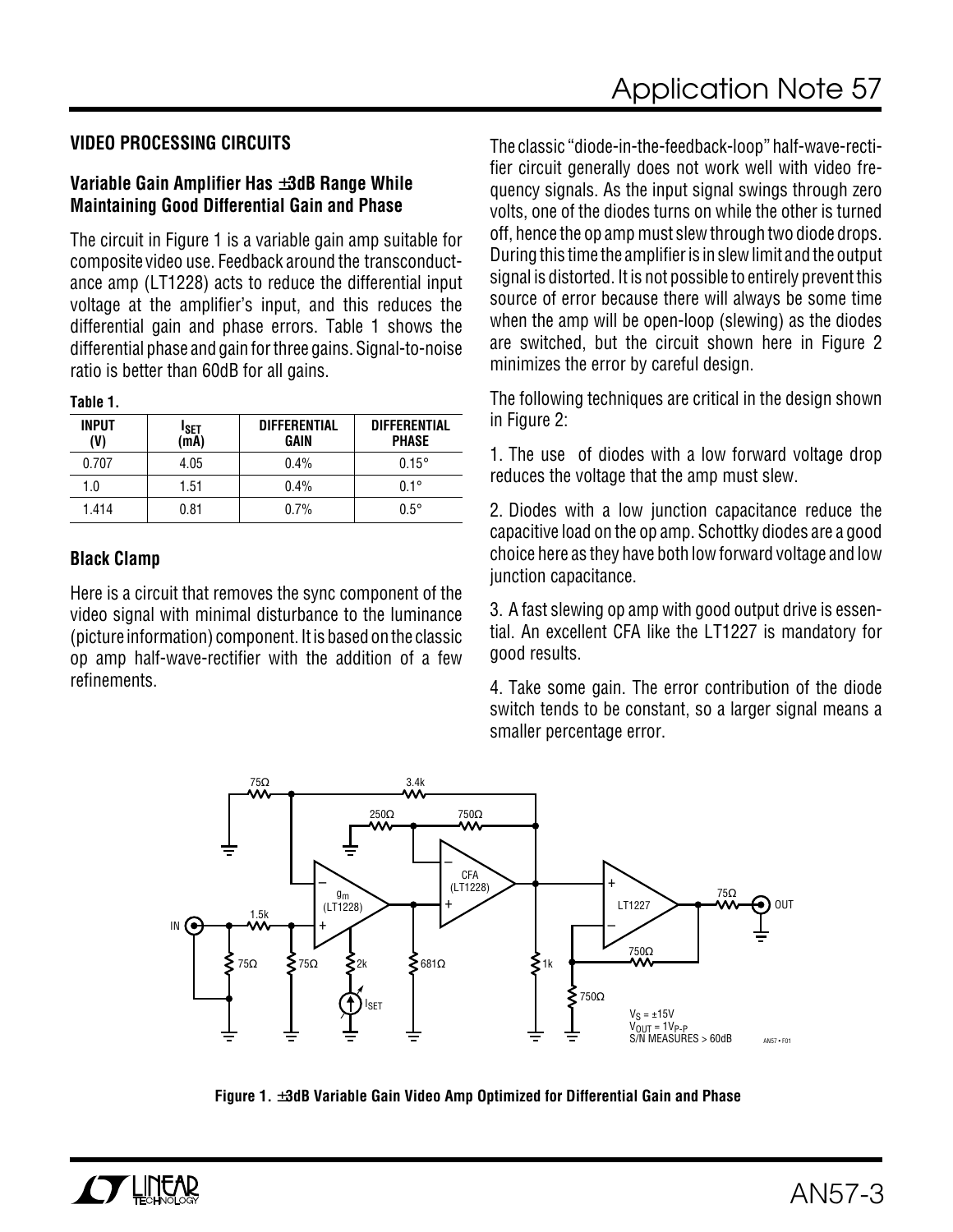## VIDEO PROCESSING CIRCUITS

### Variable Gain Amplifier Has ±3dB Range While Maintaining Good Differential Gain and Phase

The circuit in Figure 1 is a variable gain amp suitable for composite video use. Feedback around the transconductance amp (LT1228) acts to reduce the differential input voltage at the amplifier's input, and this reduces the differential gain and phase errors. Table 1 shows the differential phase and gain for three gains. Signal-to-noise ratio is better than 60dB for all gains.

**Table 1.**

| INPUT (V) | $I_{SET}$ (mA) | DIFFERENTIAL GAIN | DIFFERENTIAL PHASE |
|---|---|---|---|
| 0.707 | 4.05 | 0.4% | 0.15° |
| 1.0 | 1.51 | 0.4% | 0.1° |
| 1.414 | 0.81 | 0.7% | 0.5° |

### Black Clamp

Here is a circuit that removes the sync component of the video signal with minimal disturbance to the luminance (picture information) component. It is based on the classic op amp half-wave-rectifier with the addition of a few refinements.

The classic "diode-in-the-feedback-loop" half-wave-rectifier circuit generally does not work well with video frequency signals. As the input signal swings through zero volts, one of the diodes turns on while the other is turned off, hence the op amp must slew through two diode drops. During this time the amplifier is in slew limit and the output signal is distorted. It is not possible to entirely prevent this source of error because there will always be some time when the amp will be open-loop (slewing) as the diodes are switched, but the circuit shown here in Figure 2 minimizes the error by careful design.

The following techniques are critical in the design shown in Figure 2:

1. The use of diodes with a low forward voltage drop reduces the voltage that the amp must slew.

2. Diodes with a low junction capacitance reduce the capacitive load on the op amp. Schottky diodes are a good choice here as they have both low forward voltage and low junction capacitance.

3. A fast slewing op amp with good output drive is essential. An excellent CFA like the LT1227 is mandatory for good results.

4. Take some gain. The error contribution of the diode switch tends to be constant, so a larger signal means a smaller percentage error.

$V_S$ = ±15V
$V_{OUT}$ = $1V_{P-P}$
S/N MEASURES > 60dB

**Figure 1. ±3dB Variable Gain Video Amp Optimized for Differential Gain and Phase**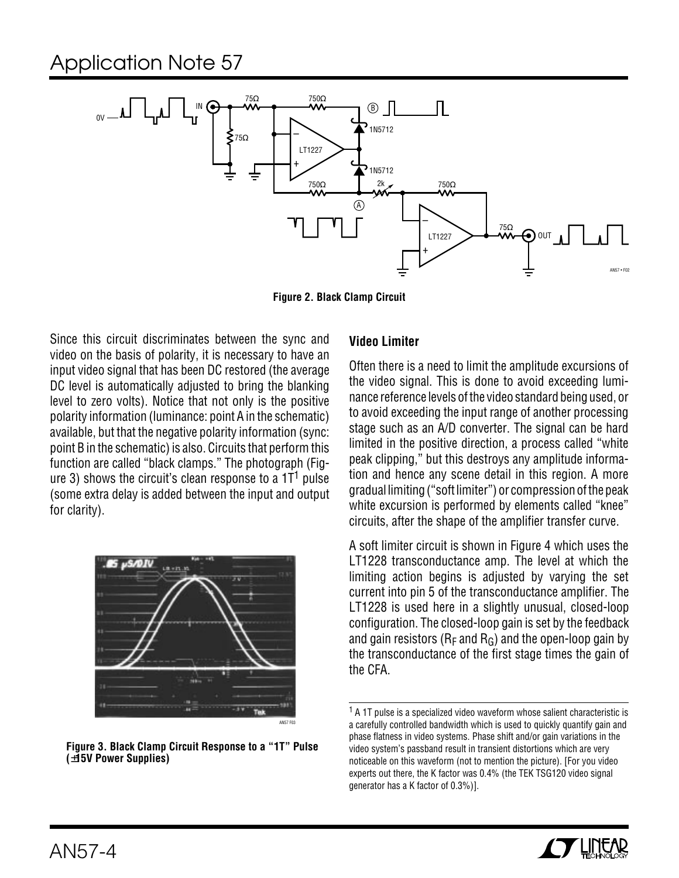Figure 2. Black Clamp Circuit

Since this circuit discriminates between the sync and video on the basis of polarity, it is necessary to have an input video signal that has been DC restored (the average DC level is automatically adjusted to bring the blanking level to zero volts). Notice that not only is the positive polarity information (luminance: point A in the schematic) available, but that the negative polarity information (sync: point B in the schematic) is also. Circuits that perform this function are called "black clamps." The photograph (Figure 3) shows the circuit's clean response to a 1T[1] pulse (some extra delay is added between the input and output for clarity).

Figure 3. Black Clamp Circuit Response to a "1T" Pulse (±15V Power Supplies)

### Video Limiter

Often there is a need to limit the amplitude excursions of the video signal. This is done to avoid exceeding luminance reference levels of the video standard being used, or to avoid exceeding the input range of another processing stage such as an A/D converter. The signal can be hard limited in the positive direction, a process called "white peak clipping," but this destroys any amplitude information and hence any scene detail in this region. A more gradual limiting ("soft limiter") or compression of the peak white excursion is performed by elements called "knee" circuits, after the shape of the amplifier transfer curve.

A soft limiter circuit is shown in Figure 4 which uses the LT1228 transconductance amp. The level at which the limiting action begins is adjusted by varying the set current into pin 5 of the transconductance amplifier. The LT1228 is used here in a slightly unusual, closed-loop configuration. The closed-loop gain is set by the feedback and gain resistors ($R_F$ and $R_G$) and the open-loop gain by the transconductance of the first stage times the gain of the CFA.

[1] A 1T pulse is a specialized video waveform whose salient characteristic is a carefully controlled bandwidth which is used to quickly quantify gain and phase flatness in video systems. Phase shift and/or gain variations in the video system's passband result in transient distortions which are very noticeable on this waveform (not to mention the picture). [For you video experts out there, the K factor was 0.4% (the TEK TSG120 video signal generator has a K factor of 0.3%)].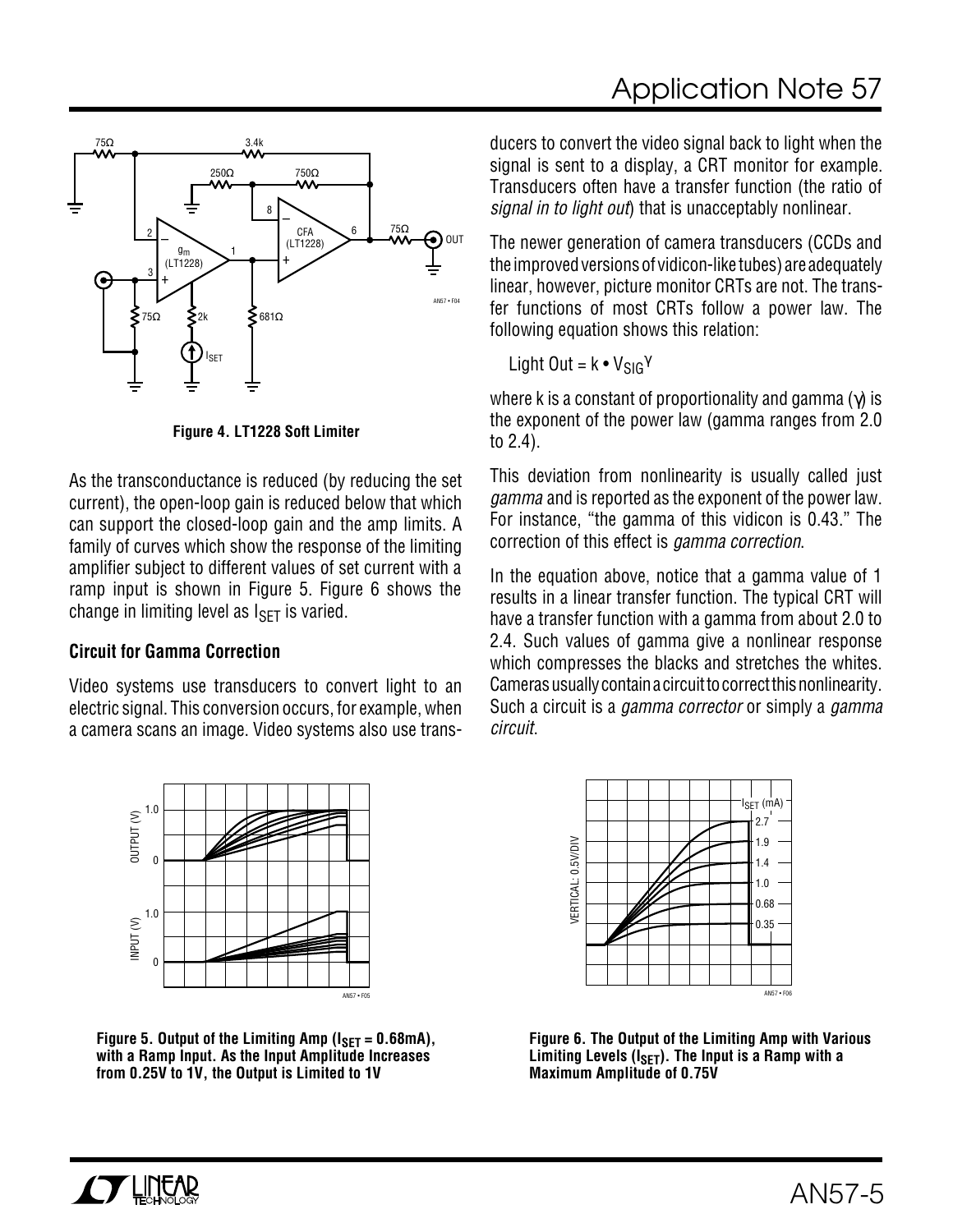Figure 4. LT1228 Soft Limiter

As the transconductance is reduced (by reducing the set current), the open-loop gain is reduced below that which can support the closed-loop gain and the amp limits. A family of curves which show the response of the limiting amplifier subject to different values of set current with a ramp input is shown in Figure 5. Figure 6 shows the change in limiting level as $I_{SET}$ is varied.

### Circuit for Gamma Correction

Video systems use transducers to convert light to an electric signal. This conversion occurs, for example, when a camera scans an image. Video systems also use transducers to convert the video signal back to light when the signal is sent to a display, a CRT monitor for example. Transducers often have a transfer function (the ratio of *signal in to light out*) that is unacceptably nonlinear.

The newer generation of camera transducers (CCDs and the improved versions of vidicon-like tubes) are adequately linear, however, picture monitor CRTs are not. The transfer functions of most CRTs follow a power law. The following equation shows this relation:

$$\text{Light Out} = k \bullet V_{SIG}^{\gamma}$$

where k is a constant of proportionality and gamma ($\gamma$) is the exponent of the power law (gamma ranges from 2.0 to 2.4).

This deviation from nonlinearity is usually called just *gamma* and is reported as the exponent of the power law. For instance, "the gamma of this vidicon is 0.43." The correction of this effect is *gamma correction*.

In the equation above, notice that a gamma value of 1 results in a linear transfer function. The typical CRT will have a transfer function with a gamma from about 2.0 to 2.4. Such values of gamma give a nonlinear response which compresses the blacks and stretches the whites. Cameras usually contain a circuit to correct this nonlinearity. Such a circuit is a *gamma corrector* or simply a *gamma circuit*.

Figure 5. Output of the Limiting Amp ($I_{SET}$ = 0.68mA), with a Ramp Input. As the Input Amplitude Increases from 0.25V to 1V, the Output is Limited to 1V

Figure 6. The Output of the Limiting Amp with Various Limiting Levels ($I_{SET}$). The Input is a Ramp with a Maximum Amplitude of 0.75V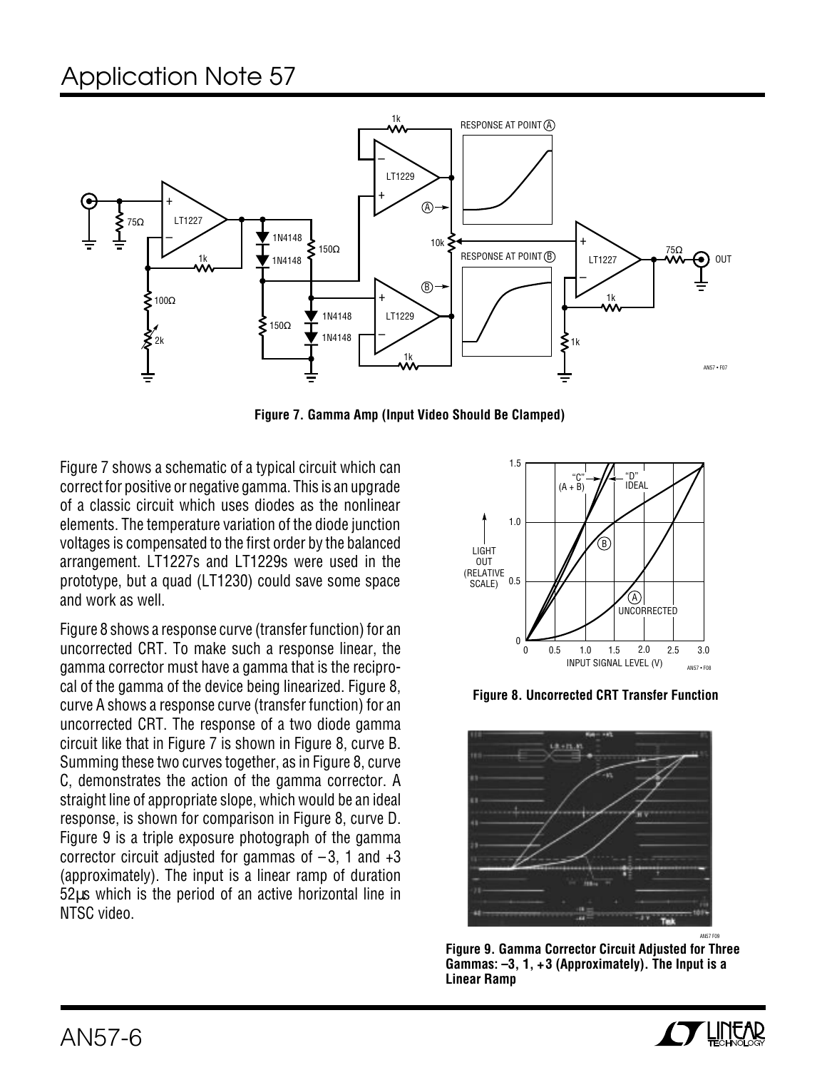Figure 7. Gamma Amp (Input Video Should Be Clamped)

Figure 7 shows a schematic of a typical circuit which can correct for positive or negative gamma. This is an upgrade of a classic circuit which uses diodes as the nonlinear elements. The temperature variation of the diode junction voltages is compensated to the first order by the balanced arrangement. LT1227s and LT1229s were used in the prototype, but a quad (LT1230) could save some space and work as well.

Figure 8 shows a response curve (transfer function) for an uncorrected CRT. To make such a response linear, the gamma corrector must have a gamma that is the reciprocal of the gamma of the device being linearized. Figure 8, curve A shows a response curve (transfer function) for an uncorrected CRT. The response of a two diode gamma circuit like that in Figure 7 is shown in Figure 8, curve B. Summing these two curves together, as in Figure 8, curve C, demonstrates the action of the gamma corrector. A straight line of appropriate slope, which would be an ideal response, is shown for comparison in Figure 8, curve D. Figure 9 is a triple exposure photograph of the gamma corrector circuit adjusted for gammas of –3, 1 and +3 (approximately). The input is a linear ramp of duration 52µs which is the period of an active horizontal line in NTSC video.

Figure 8. Uncorrected CRT Transfer Function

Figure 9. Gamma Corrector Circuit Adjusted for Three Gammas: –3, 1, +3 (Approximately). The Input is a Linear Ramp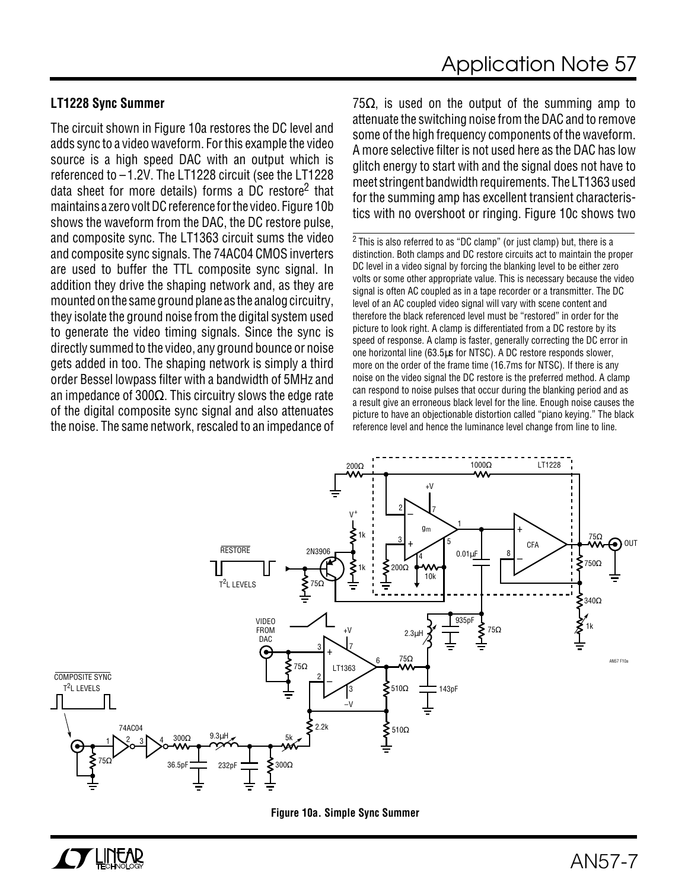### LT1228 Sync Summer

The circuit shown in Figure 10a restores the DC level and adds sync to a video waveform. For this example the video source is a high speed DAC with an output which is referenced to –1.2V. The LT1228 circuit (see the LT1228 data sheet for more details) forms a DC restore[2] that maintains a zero volt DC reference for the video. Figure 10b shows the waveform from the DAC, the DC restore pulse, and composite sync. The LT1363 circuit sums the video and composite sync signals. The 74AC04 CMOS inverters are used to buffer the TTL composite sync signal. In addition they drive the shaping network and, as they are mounted on the same ground plane as the analog circuitry, they isolate the ground noise from the digital system used to generate the video timing signals. Since the sync is directly summed to the video, any ground bounce or noise gets added in too. The shaping network is simply a third order Bessel lowpass filter with a bandwidth of 5MHz and an impedance of 300Ω. This circuitry slows the edge rate of the digital composite sync signal and also attenuates the noise. The same network, rescaled to an impedance of 75Ω, is used on the output of the summing amp to attenuate the switching noise from the DAC and to remove some of the high frequency components of the waveform. A more selective filter is not used here as the DAC has low glitch energy to start with and the signal does not have to meet stringent bandwidth requirements. The LT1363 used for the summing amp has excellent transient characteristics with no overshoot or ringing. Figure 10c shows two

[2] This is also referred to as "DC clamp" (or just clamp) but, there is a distinction. Both clamps and DC restore circuits act to maintain the proper DC level in a video signal by forcing the blanking level to be either zero volts or some other appropriate value. This is necessary because the video signal is often AC coupled as in a tape recorder or a transmitter. The DC level of an AC coupled video signal will vary with scene content and therefore the black referenced level must be "restored" in order for the picture to look right. A clamp is differentiated from a DC restore by its speed of response. A clamp is faster, generally correcting the DC error in one horizontal line (63.5µs for NTSC). A DC restore responds slower, more on the order of the frame time (16.7ms for NTSC). If there is any noise on the video signal the DC restore is the preferred method. A clamp can respond to noise pulses that occur during the blanking period and as a result give an erroneous black level for the line. Enough noise causes the picture to have an objectionable distortion called "piano keying." The black reference level and hence the luminance level change from line to line.

**Figure 10a. Simple Sync Summer**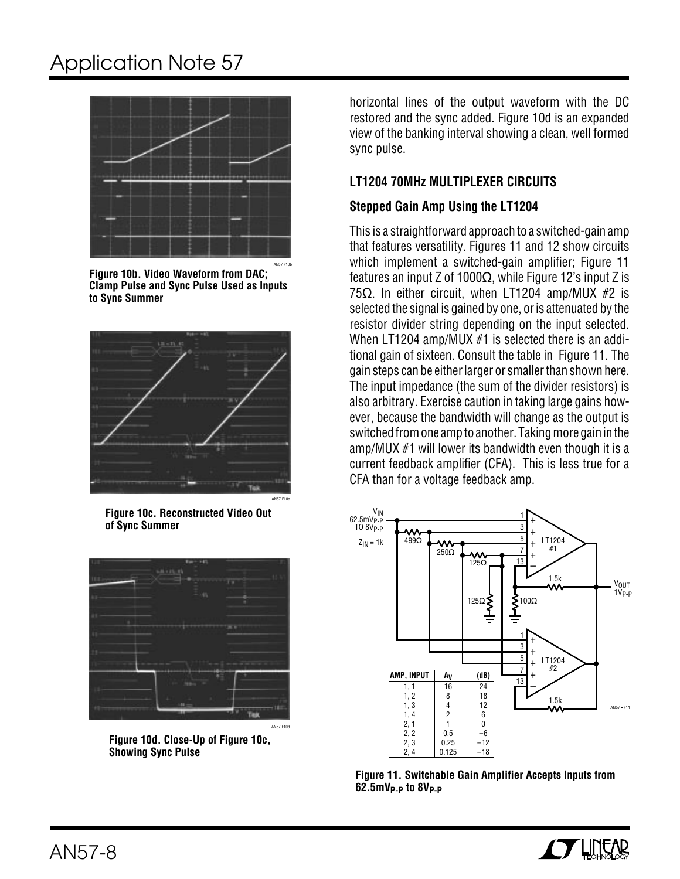Figure 10b. Video Waveform from DAC; Clamp Pulse and Sync Pulse Used as Inputs to Sync Summer

Figure 10c. Reconstructed Video Out of Sync Summer

Figure 10d. Close-Up of Figure 10c, Showing Sync Pulse

horizontal lines of the output waveform with the DC restored and the sync added. Figure 10d is an expanded view of the banking interval showing a clean, well formed sync pulse.

## LT1204 70MHz MULTIPLEXER CIRCUITS

### Stepped Gain Amp Using the LT1204

This is a straightforward approach to a switched-gain amp that features versatility. Figures 11 and 12 show circuits which implement a switched-gain amplifier; Figure 11 features an input Z of 1000Ω, while Figure 12's input Z is 75Ω. In either circuit, when LT1204 amp/MUX #2 is selected the signal is gained by one, or is attenuated by the resistor divider string depending on the input selected. When LT1204 amp/MUX #1 is selected there is an additional gain of sixteen. Consult the table in Figure 11. The gain steps can be either larger or smaller than shown here. The input impedance (the sum of the divider resistors) is also arbitrary. Exercise caution in taking large gains however, because the bandwidth will change as the output is switched from one amp to another. Taking more gain in the amp/MUX #1 will lower its bandwidth even though it is a current feedback amplifier (CFA). This is less true for a CFA than for a voltage feedback amp.

| AMP, INPUT | $A_V$ | (dB) |
|---|---|---|
| 1, 1 | 16 | 24 |
| 1, 2 | 8 | 18 |
| 1, 3 | 4 | 12 |
| 1, 4 | 2 | 6 |
| 2, 1 | 1 | 0 |
| 2, 2 | 0.5 | –6 |
| 2, 3 | 0.25 | –12 |
| 2, 4 | 0.125 | –18 |

Figure 11. Switchable Gain Amplifier Accepts Inputs from $62.5mV_{P-P}$ to $8V_{P-P}$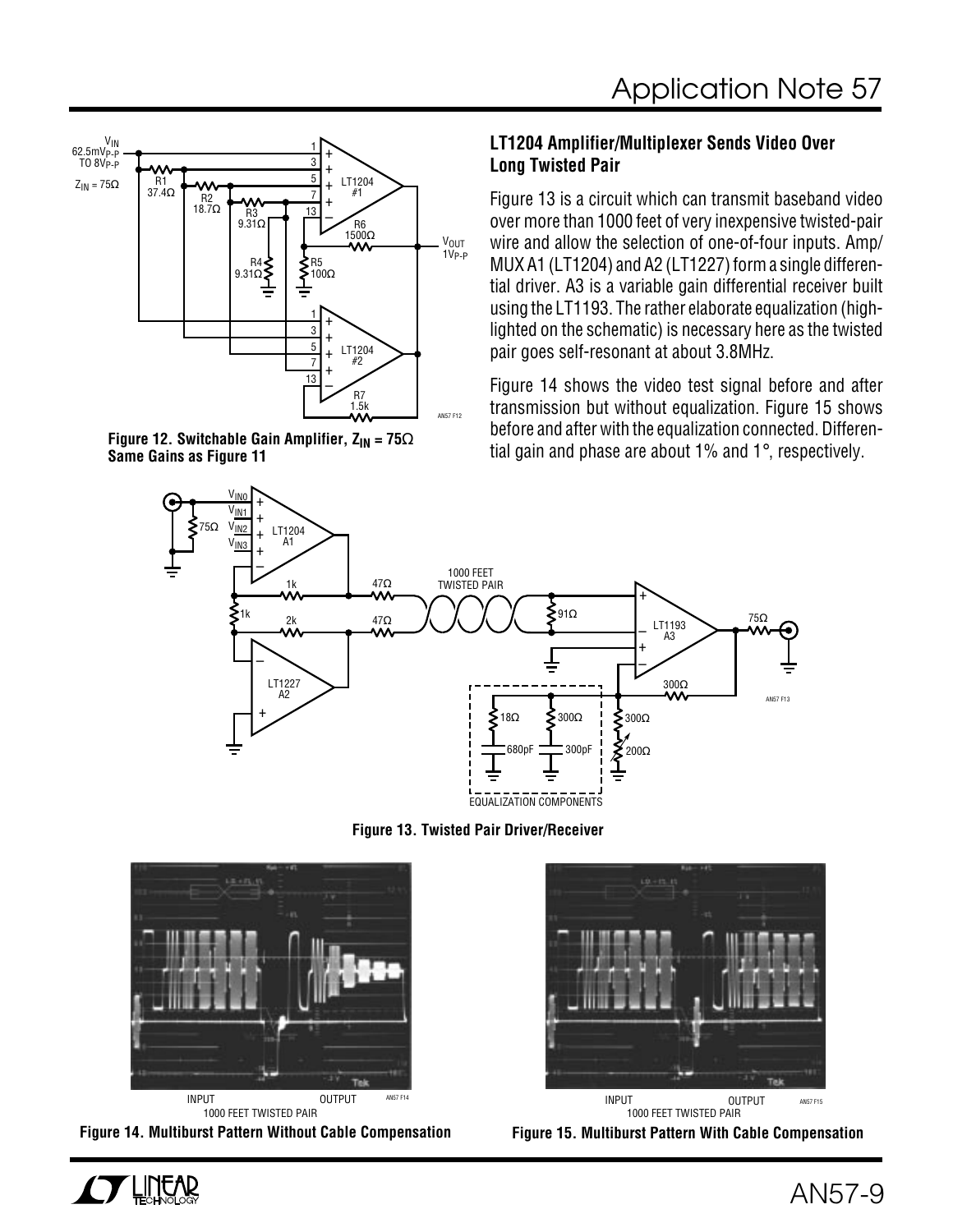Figure 12. Switchable Gain Amplifier, $Z_{IN} = 75\Omega$ Same Gains as Figure 11

## LT1204 Amplifier/Multiplexer Sends Video Over Long Twisted Pair

Figure 13 is a circuit which can transmit baseband video over more than 1000 feet of very inexpensive twisted-pair wire and allow the selection of one-of-four inputs. Amp/MUX A1 (LT1204) and A2 (LT1227) form a single differential driver. A3 is a variable gain differential receiver built using the LT1193. The rather elaborate equalization (highlighted on the schematic) is necessary here as the twisted pair goes self-resonant at about 3.8MHz.

Figure 14 shows the video test signal before and after transmission but without equalization. Figure 15 shows before and after with the equalization connected. Differential gain and phase are about 1% and 1°, respectively.

Figure 13. Twisted Pair Driver/Receiver

Figure 14. Multiburst Pattern Without Cable Compensation

Figure 15. Multiburst Pattern With Cable Compensation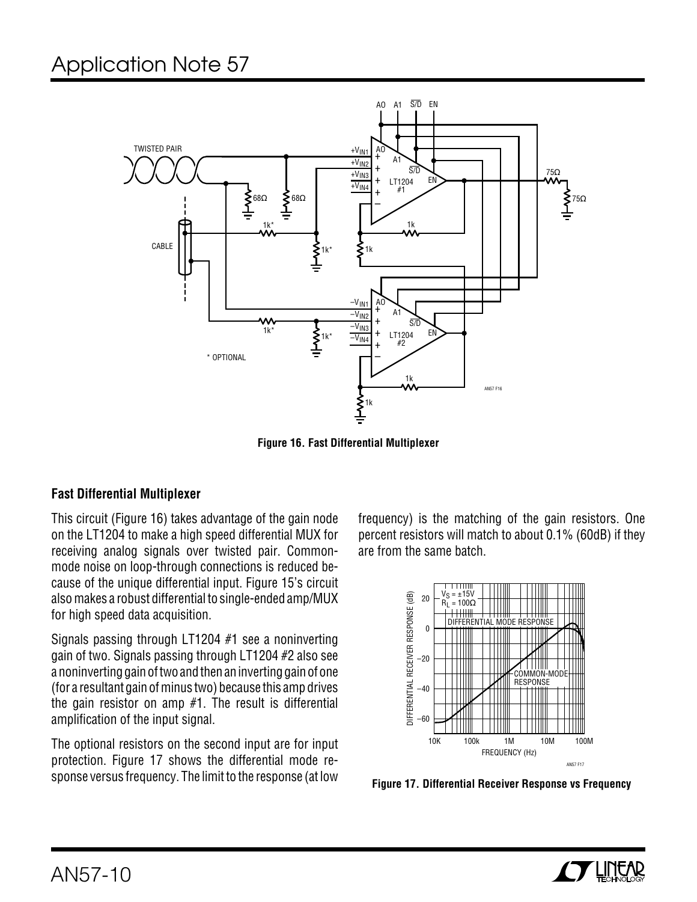Figure 16. Fast Differential Multiplexer

### Fast Differential Multiplexer

This circuit (Figure 16) takes advantage of the gain node on the LT1204 to make a high speed differential MUX for receiving analog signals over twisted pair. Common-mode noise on loop-through connections is reduced because of the unique differential input. Figure 15's circuit also makes a robust differential to single-ended amp/MUX for high speed data acquisition.

Signals passing through LT1204 #1 see a noninverting gain of two. Signals passing through LT1204 #2 also see a noninverting gain of two and then an inverting gain of one (for a resultant gain of minus two) because this amp drives the gain resistor on amp #1. The result is differential amplification of the input signal.

The optional resistors on the second input are for input protection. Figure 17 shows the differential mode response versus frequency. The limit to the response (at low frequency) is the matching of the gain resistors. One percent resistors will match to about 0.1% (60dB) if they are from the same batch.

Figure 17. Differential Receiver Response vs Frequency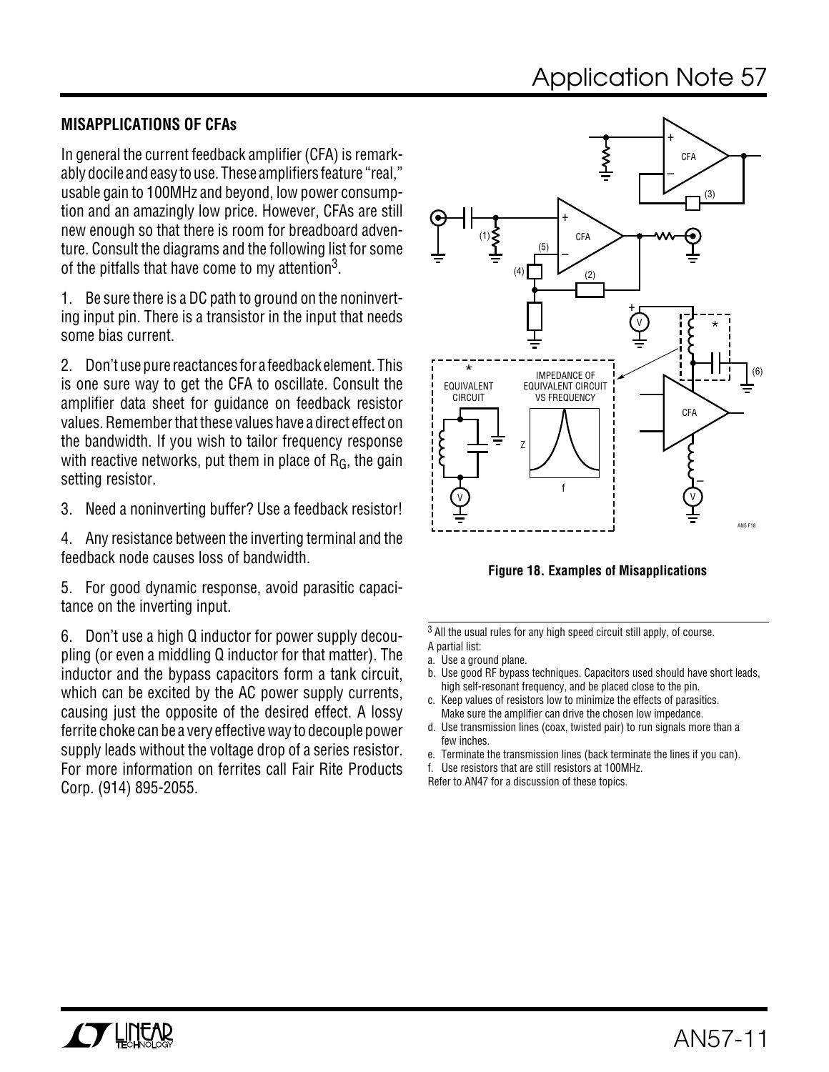## MISAPPLICATIONS OF CFAs

In general the current feedback amplifier (CFA) is remarkably docile and easy to use. These amplifiers feature "real," usable gain to 100MHz and beyond, low power consumption and an amazingly low price. However, CFAs are still new enough so that there is room for breadboard adventure. Consult the diagrams and the following list for some of the pitfalls that have come to my attention[3].

1. Be sure there is a DC path to ground on the noninverting input pin. There is a transistor in the input that needs some bias current.

2. Don't use pure reactances for a feedback element. This is one sure way to get the CFA to oscillate. Consult the amplifier data sheet for guidance on feedback resistor values. Remember that these values have a direct effect on the bandwidth. If you wish to tailor frequency response with reactive networks, put them in place of $R_G$, the gain setting resistor.

3. Need a noninverting buffer? Use a feedback resistor!

4. Any resistance between the inverting terminal and the feedback node causes loss of bandwidth.

5. For good dynamic response, avoid parasitic capacitance on the inverting input.

6. Don't use a high Q inductor for power supply decoupling (or even a middling Q inductor for that matter). The inductor and the bypass capacitors form a tank circuit, which can be excited by the AC power supply currents, causing just the opposite of the desired effect. A lossy ferrite choke can be a very effective way to decouple power supply leads without the voltage drop of a series resistor. For more information on ferrites call Fair Rite Products Corp. (914) 895-2055.

**Figure 18. Examples of Misapplications**

[3] All the usual rules for any high speed circuit still apply, of course.
A partial list:

a. Use a ground plane.
b. Use good RF bypass techniques. Capacitors used should have short leads, high self-resonant frequency, and be placed close to the pin.
c. Keep values of resistors low to minimize the effects of parasitics. Make sure the amplifier can drive the chosen low impedance.
d. Use transmission lines (coax, twisted pair) to run signals more than a few inches.
e. Terminate the transmission lines (back terminate the lines if you can).
f. Use resistors that are still resistors at 100MHz.

Refer to AN47 for a discussion of these topics.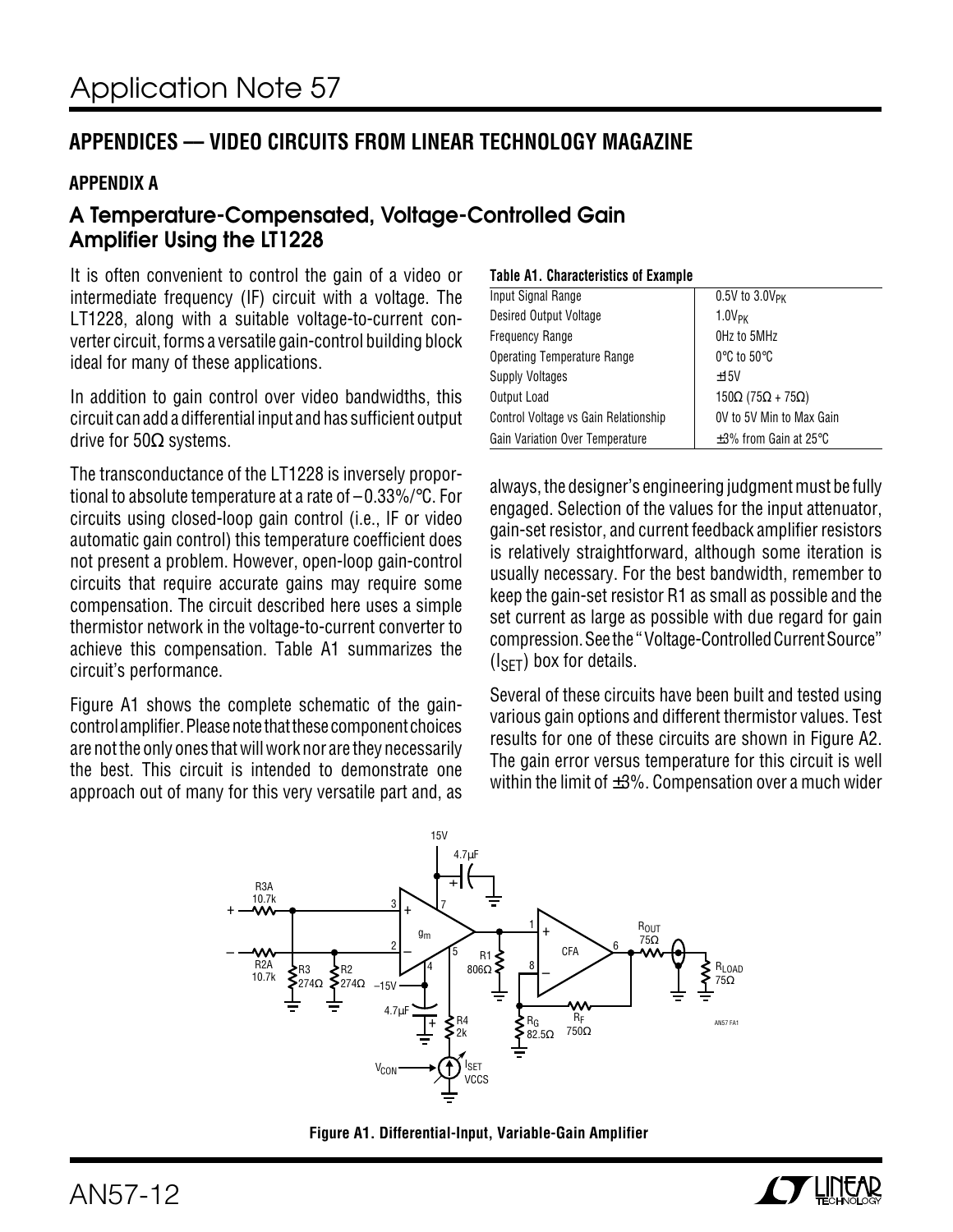## APPENDICES — VIDEO CIRCUITS FROM LINEAR TECHNOLOGY MAGAZINE

### APPENDIX A

### A Temperature-Compensated, Voltage-Controlled Gain Amplifier Using the LT1228

It is often convenient to control the gain of a video or intermediate frequency (IF) circuit with a voltage. The LT1228, along with a suitable voltage-to-current converter circuit, forms a versatile gain-control building block ideal for many of these applications.

In addition to gain control over video bandwidths, this circuit can add a differential input and has sufficient output drive for 50Ω systems.

The transconductance of the LT1228 is inversely proportional to absolute temperature at a rate of –0.33%/°C. For circuits using closed-loop gain control (i.e., IF or video automatic gain control) this temperature coefficient does not present a problem. However, open-loop gain-control circuits that require accurate gains may require some compensation. The circuit described here uses a simple thermistor network in the voltage-to-current converter to achieve this compensation. Table A1 summarizes the circuit's performance.

Figure A1 shows the complete schematic of the gain-control amplifier. Please note that these component choices are not the only ones that will work nor are they necessarily the best. This circuit is intended to demonstrate one approach out of many for this very versatile part and, as always, the designer's engineering judgment must be fully engaged. Selection of the values for the input attenuator, gain-set resistor, and current feedback amplifier resistors is relatively straightforward, although some iteration is usually necessary. For the best bandwidth, remember to keep the gain-set resistor R1 as small as possible and the set current as large as possible with due regard for gain compression. See the "Voltage-Controlled Current Source" ($I_{SET}$) box for details.

**Table A1. Characteristics of Example**

| | |
|---|---|
| Input Signal Range | 0.5V to 3.0$V_{PK}$ |
| Desired Output Voltage | 1.0$V_{PK}$ |
| Frequency Range | 0Hz to 5MHz |
| Operating Temperature Range | 0°C to 50°C |
| Supply Voltages | ±15V |
| Output Load | 150Ω (75Ω + 75Ω) |
| Control Voltage vs Gain Relationship | 0V to 5V Min to Max Gain |
| Gain Variation Over Temperature | ±3% from Gain at 25°C |

Several of these circuits have been built and tested using various gain options and different thermistor values. Test results for one of these circuits are shown in Figure A2. The gain error versus temperature for this circuit is well within the limit of ±3%. Compensation over a much wider

**Figure A1. Differential-Input, Variable-Gain Amplifier**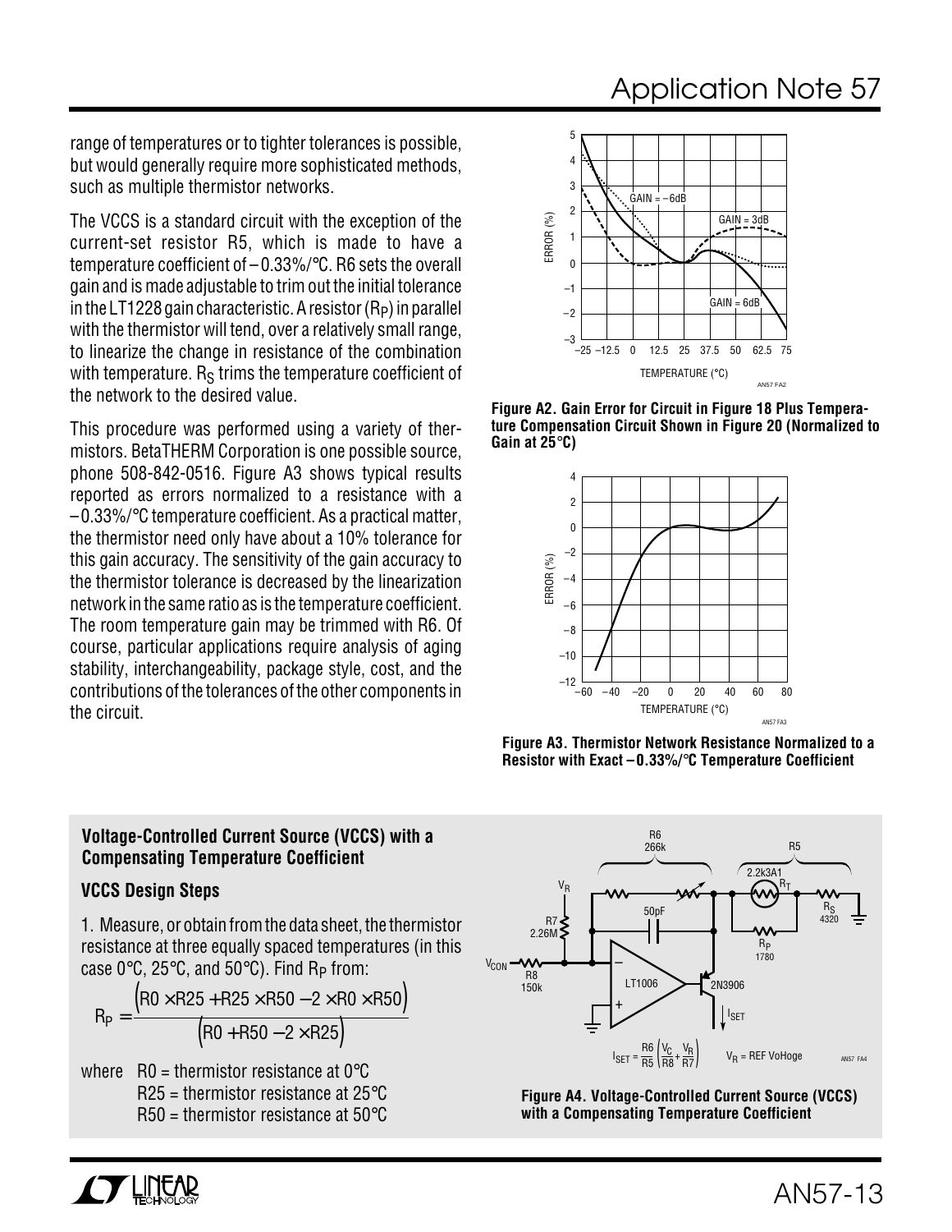range of temperatures or to tighter tolerances is possible, but would generally require more sophisticated methods, such as multiple thermistor networks.

The VCCS is a standard circuit with the exception of the current-set resistor R5, which is made to have a temperature coefficient of –0.33%/°C. R6 sets the overall gain and is made adjustable to trim out the initial tolerance in the LT1228 gain characteristic. A resistor ($R_P$) in parallel with the thermistor will tend, over a relatively small range, to linearize the change in resistance of the combination with temperature. $R_S$ trims the temperature coefficient of the network to the desired value.

This procedure was performed using a variety of thermistors. BetaTHERM Corporation is one possible source, phone 508-842-0516. Figure A3 shows typical results reported as errors normalized to a resistance with a –0.33%/°C temperature coefficient. As a practical matter, the thermistor need only have about a 10% tolerance for this gain accuracy. The sensitivity of the gain accuracy to the thermistor tolerance is decreased by the linearization network in the same ratio as is the temperature coefficient. The room temperature gain may be trimmed with R6. Of course, particular applications require analysis of aging stability, interchangeability, package style, cost, and the contributions of the tolerances of the other components in the circuit.

**Figure A2. Gain Error for Circuit in Figure 18 Plus Temperature Compensation Circuit Shown in Figure 20 (Normalized to Gain at 25°C)**

**Figure A3. Thermistor Network Resistance Normalized to a Resistor with Exact –0.33%/°C Temperature Coefficient**

### Voltage-Controlled Current Source (VCCS) with a Compensating Temperature Coefficient

**VCCS Design Steps**

1. Measure, or obtain from the data sheet, the thermistor resistance at three equally spaced temperatures (in this case 0°C, 25°C, and 50°C). Find $R_P$ from:

$$R_P = \frac{(R0 \times R25 + R25 \times R50 - 2 \times R0 \times R50)}{(R0 + R50 - 2 \times R25)}$$

where R0 = thermistor resistance at 0°C
R25 = thermistor resistance at 25°C
R50 = thermistor resistance at 50°C

$$I_{SET} = \frac{R6}{R5}\left(\frac{V_C}{R8} + \frac{V_R}{R7}\right) \qquad V_R = \text{REF VoHoge}$$

**Figure A4. Voltage-Controlled Current Source (VCCS) with a Compensating Temperature Coefficient**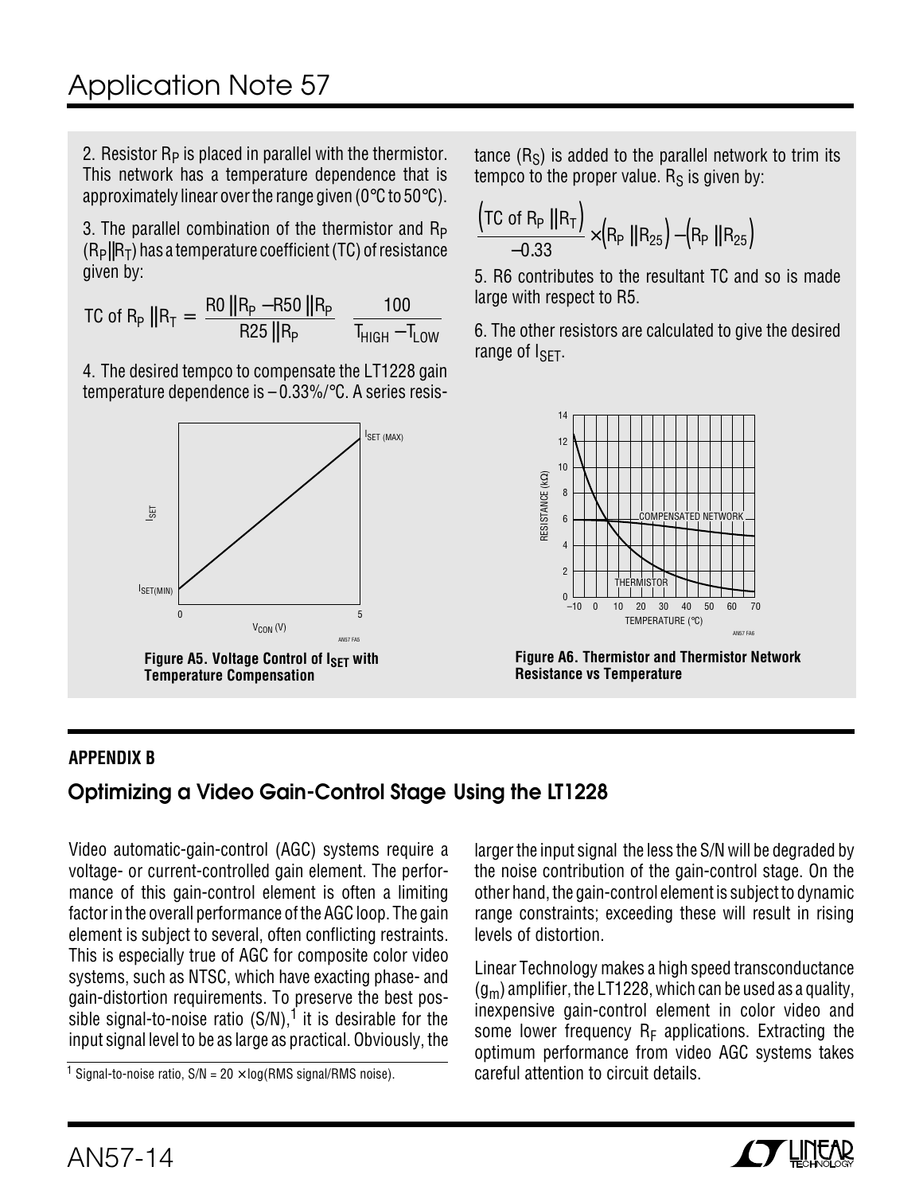2. Resistor $R_P$ is placed in parallel with the thermistor. This network has a temperature dependence that is approximately linear over the range given (0°C to 50°C).

3. The parallel combination of the thermistor and $R_P$ ($R_P \| R_T$) has a temperature coefficient (TC) of resistance given by:

$$\text{TC of } R_P \| R_T = \frac{R0 \| R_P - R50 \| R_P}{R25 \| R_P} \quad \frac{100}{T_{HIGH} - T_{LOW}}$$

4. The desired tempco to compensate the LT1228 gain temperature dependence is –0.33%/°C. A series resistance ($R_S$) is added to the parallel network to trim its tempco to the proper value. $R_S$ is given by:

$$\frac{\left(\text{TC of } R_P \| R_T\right)}{-0.33} \times \left(R_P \| R_{25}\right) - \left(R_P \| R_{25}\right)$$

5. R6 contributes to the resultant TC and so is made large with respect to R5.

6. The other resistors are calculated to give the desired range of $I_{SET}$.

**Figure A5. Voltage Control of $I_{SET}$ with Temperature Compensation**

**Figure A6. Thermistor and Thermistor Network Resistance vs Temperature**

## APPENDIX B

## Optimizing a Video Gain-Control Stage Using the LT1228

Video automatic-gain-control (AGC) systems require a voltage- or current-controlled gain element. The performance of this gain-control element is often a limiting factor in the overall performance of the AGC loop. The gain element is subject to several, often conflicting restraints. This is especially true of AGC for composite color video systems, such as NTSC, which have exacting phase- and gain-distortion requirements. To preserve the best possible signal-to-noise ratio (S/N),[1] it is desirable for the input signal level to be as large as practical. Obviously, the larger the input signal the less the S/N will be degraded by the noise contribution of the gain-control stage. On the other hand, the gain-control element is subject to dynamic range constraints; exceeding these will result in rising levels of distortion.

Linear Technology makes a high speed transconductance ($g_m$) amplifier, the LT1228, which can be used as a quality, inexpensive gain-control element in color video and some lower frequency $R_F$ applications. Extracting the optimum performance from video AGC systems takes careful attention to circuit details.

[1] Signal-to-noise ratio, S/N = 20 × log(RMS signal/RMS noise).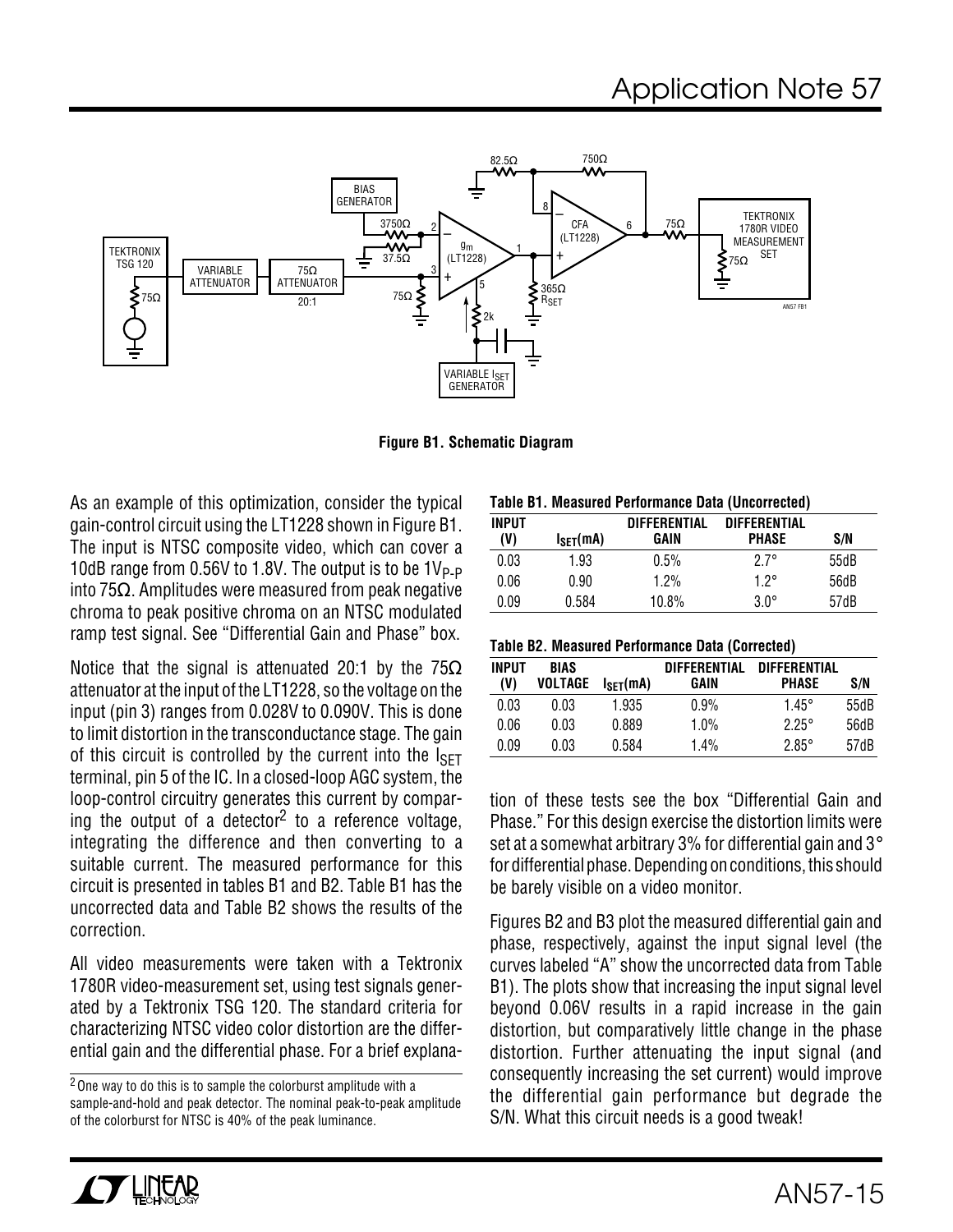Figure B1. Schematic Diagram

As an example of this optimization, consider the typical gain-control circuit using the LT1228 shown in Figure B1. The input is NTSC composite video, which can cover a 10dB range from 0.56V to 1.8V. The output is to be $1V_{P-P}$ into 75Ω. Amplitudes were measured from peak negative chroma to peak positive chroma on an NTSC modulated ramp test signal. See "Differential Gain and Phase" box.

Notice that the signal is attenuated 20:1 by the 75Ω attenuator at the input of the LT1228, so the voltage on the input (pin 3) ranges from 0.028V to 0.090V. This is done to limit distortion in the transconductance stage. The gain of this circuit is controlled by the current into the $I_{SET}$ terminal, pin 5 of the IC. In a closed-loop AGC system, the loop-control circuitry generates this current by comparing the output of a detector[2] to a reference voltage, integrating the difference and then converting to a suitable current. The measured performance for this circuit is presented in tables B1 and B2. Table B1 has the uncorrected data and Table B2 shows the results of the correction.

All video measurements were taken with a Tektronix 1780R video-measurement set, using test signals generated by a Tektronix TSG 120. The standard criteria for characterizing NTSC video color distortion are the differential gain and the differential phase. For a brief explanation of these tests see the box "Differential Gain and Phase." For this design exercise the distortion limits were set at a somewhat arbitrary 3% for differential gain and 3° for differential phase. Depending on conditions, this should be barely visible on a video monitor.

[2] One way to do this is to sample the colorburst amplitude with a sample-and-hold and peak detector. The nominal peak-to-peak amplitude of the colorburst for NTSC is 40% of the peak luminance.

**Table B1. Measured Performance Data (Uncorrected)**

| INPUT (V) | $I_{SET}$(mA) | DIFFERENTIAL GAIN | DIFFERENTIAL PHASE | S/N |
|---|---|---|---|---|
| 0.03 | 1.93 | 0.5% | 2.7° | 55dB |
| 0.06 | 0.90 | 1.2% | 1.2° | 56dB |
| 0.09 | 0.584 | 10.8% | 3.0° | 57dB |

**Table B2. Measured Performance Data (Corrected)**

| INPUT (V) | BIAS VOLTAGE | $I_{SET}$(mA) | DIFFERENTIAL GAIN | DIFFERENTIAL PHASE | S/N |
|---|---|---|---|---|---|
| 0.03 | 0.03 | 1.935 | 0.9% | 1.45° | 55dB |
| 0.06 | 0.03 | 0.889 | 1.0% | 2.25° | 56dB |
| 0.09 | 0.03 | 0.584 | 1.4% | 2.85° | 57dB |

Figures B2 and B3 plot the measured differential gain and phase, respectively, against the input signal level (the curves labeled "A" show the uncorrected data from Table B1). The plots show that increasing the input signal level beyond 0.06V results in a rapid increase in the gain distortion, but comparatively little change in the phase distortion. Further attenuating the input signal (and consequently increasing the set current) would improve the differential gain performance but degrade the S/N. What this circuit needs is a good tweak!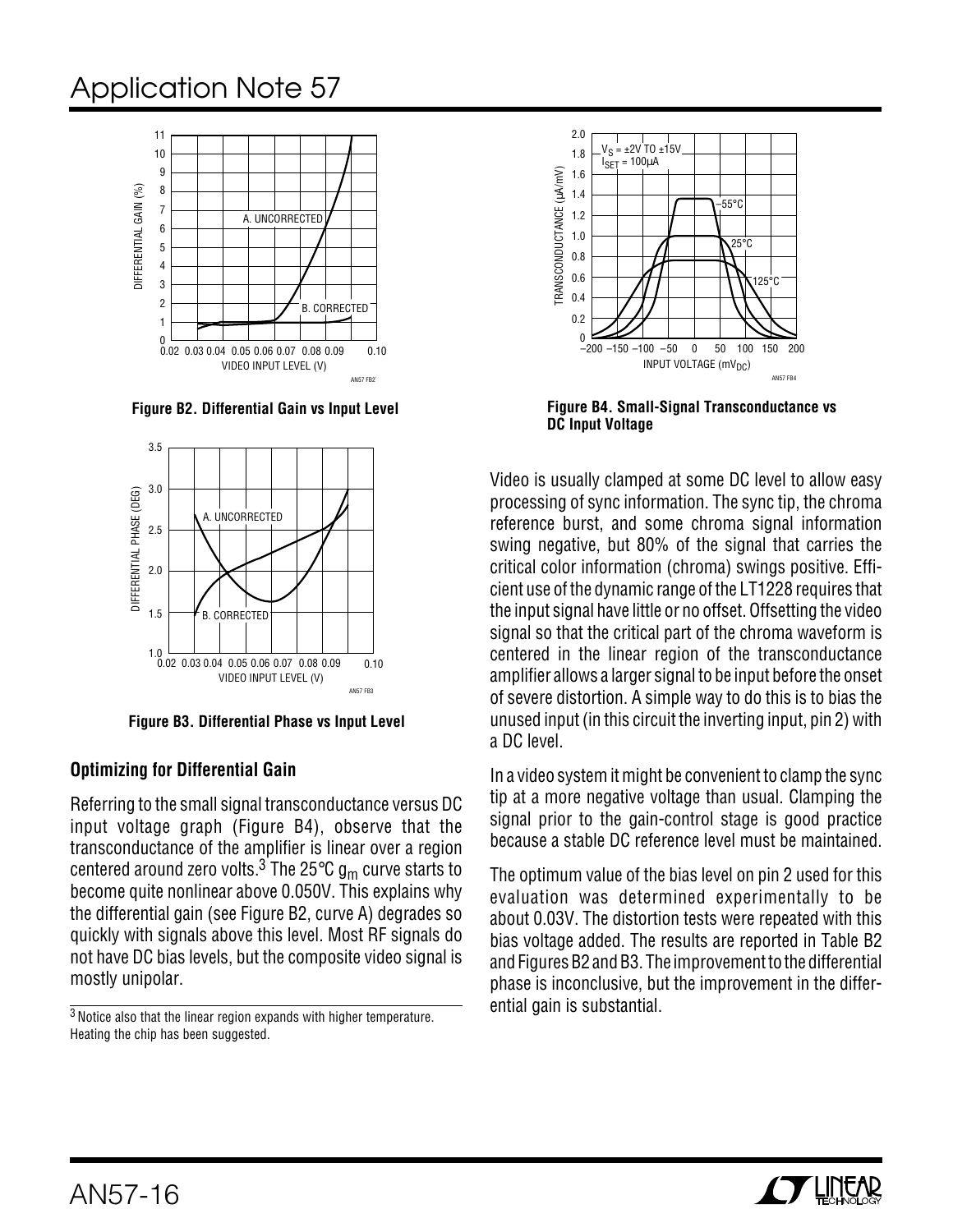Figure B2. Differential Gain vs Input Level

Figure B3. Differential Phase vs Input Level

### Optimizing for Differential Gain

Referring to the small signal transconductance versus DC input voltage graph (Figure B4), observe that the transconductance of the amplifier is linear over a region centered around zero volts.[3] The 25°C $g_m$ curve starts to become quite nonlinear above 0.050V. This explains why the differential gain (see Figure B2, curve A) degrades so quickly with signals above this level. Most RF signals do not have DC bias levels, but the composite video signal is mostly unipolar.

[3] Notice also that the linear region expands with higher temperature. Heating the chip has been suggested.

Figure B4. Small-Signal Transconductance vs DC Input Voltage

Video is usually clamped at some DC level to allow easy processing of sync information. The sync tip, the chroma reference burst, and some chroma signal information swing negative, but 80% of the signal that carries the critical color information (chroma) swings positive. Efficient use of the dynamic range of the LT1228 requires that the input signal have little or no offset. Offsetting the video signal so that the critical part of the chroma waveform is centered in the linear region of the transconductance amplifier allows a larger signal to be input before the onset of severe distortion. A simple way to do this is to bias the unused input (in this circuit the inverting input, pin 2) with a DC level.

In a video system it might be convenient to clamp the sync tip at a more negative voltage than usual. Clamping the signal prior to the gain-control stage is good practice because a stable DC reference level must be maintained.

The optimum value of the bias level on pin 2 used for this evaluation was determined experimentally to be about 0.03V. The distortion tests were repeated with this bias voltage added. The results are reported in Table B2 and Figures B2 and B3. The improvement to the differential phase is inconclusive, but the improvement in the differential gain is substantial.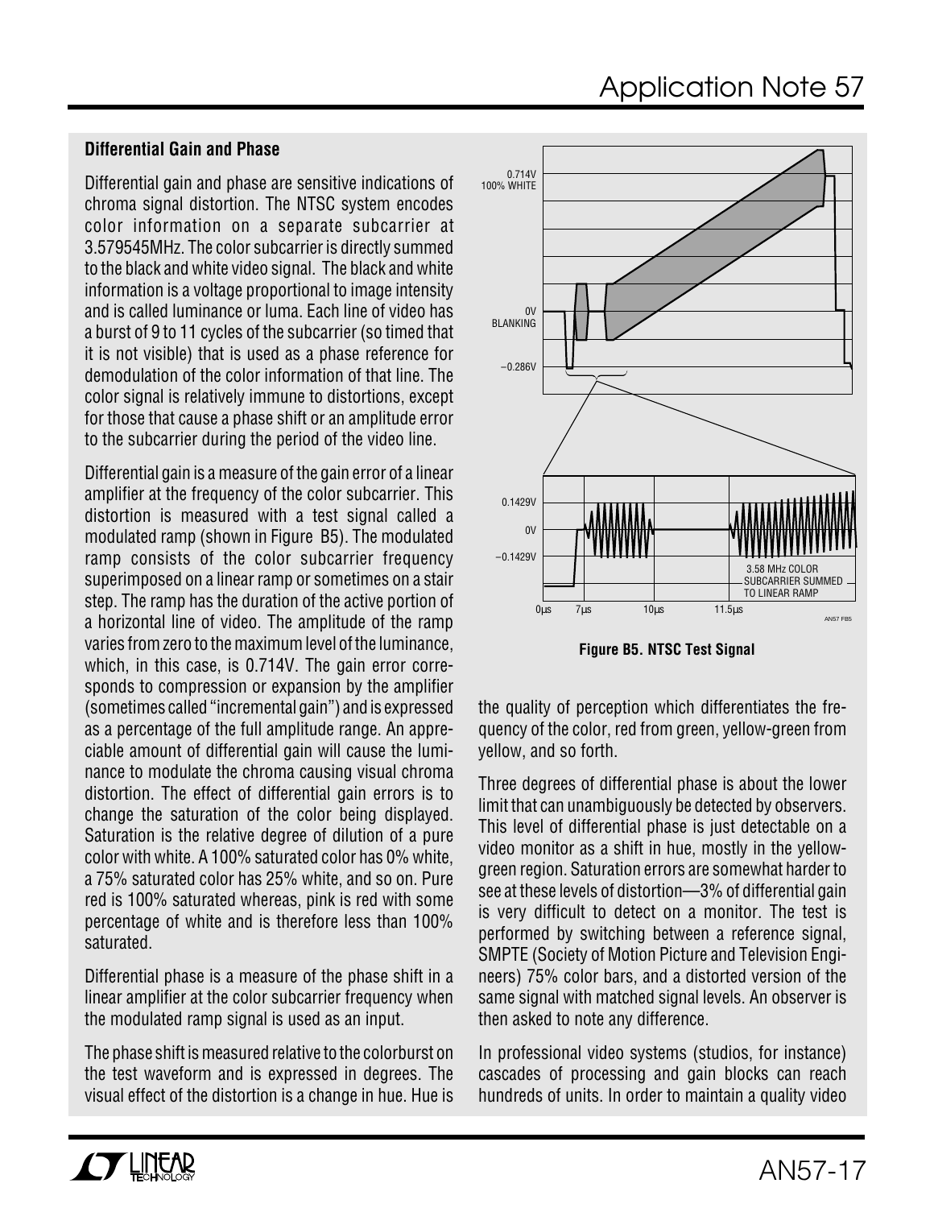### Differential Gain and Phase

Differential gain and phase are sensitive indications of chroma signal distortion. The NTSC system encodes color information on a separate subcarrier at 3.579545MHz. The color subcarrier is directly summed to the black and white video signal. The black and white information is a voltage proportional to image intensity and is called luminance or luma. Each line of video has a burst of 9 to 11 cycles of the subcarrier (so timed that it is not visible) that is used as a phase reference for demodulation of the color information of that line. The color signal is relatively immune to distortions, except for those that cause a phase shift or an amplitude error to the subcarrier during the period of the video line.

Differential gain is a measure of the gain error of a linear amplifier at the frequency of the color subcarrier. This distortion is measured with a test signal called a modulated ramp (shown in Figure B5). The modulated ramp consists of the color subcarrier frequency superimposed on a linear ramp or sometimes on a stair step. The ramp has the duration of the active portion of a horizontal line of video. The amplitude of the ramp varies from zero to the maximum level of the luminance, which, in this case, is 0.714V. The gain error corresponds to compression or expansion by the amplifier (sometimes called "incremental gain") and is expressed as a percentage of the full amplitude range. An appreciable amount of differential gain will cause the luminance to modulate the chroma causing visual chroma distortion. The effect of differential gain errors is to change the saturation of the color being displayed. Saturation is the relative degree of dilution of a pure color with white. A 100% saturated color has 0% white, a 75% saturated color has 25% white, and so on. Pure red is 100% saturated whereas, pink is red with some percentage of white and is therefore less than 100% saturated.

Differential phase is a measure of the phase shift in a linear amplifier at the color subcarrier frequency when the modulated ramp signal is used as an input.

The phase shift is measured relative to the colorburst on the test waveform and is expressed in degrees. The visual effect of the distortion is a change in hue. Hue is the quality of perception which differentiates the frequency of the color, red from green, yellow-green from yellow, and so forth.

**Figure B5. NTSC Test Signal**

Three degrees of differential phase is about the lower limit that can unambiguously be detected by observers. This level of differential phase is just detectable on a video monitor as a shift in hue, mostly in the yellow-green region. Saturation errors are somewhat harder to see at these levels of distortion—3% of differential gain is very difficult to detect on a monitor. The test is performed by switching between a reference signal, SMPTE (Society of Motion Picture and Television Engineers) 75% color bars, and a distorted version of the same signal with matched signal levels. An observer is then asked to note any difference.

In professional video systems (studios, for instance) cascades of processing and gain blocks can reach hundreds of units. In order to maintain a quality video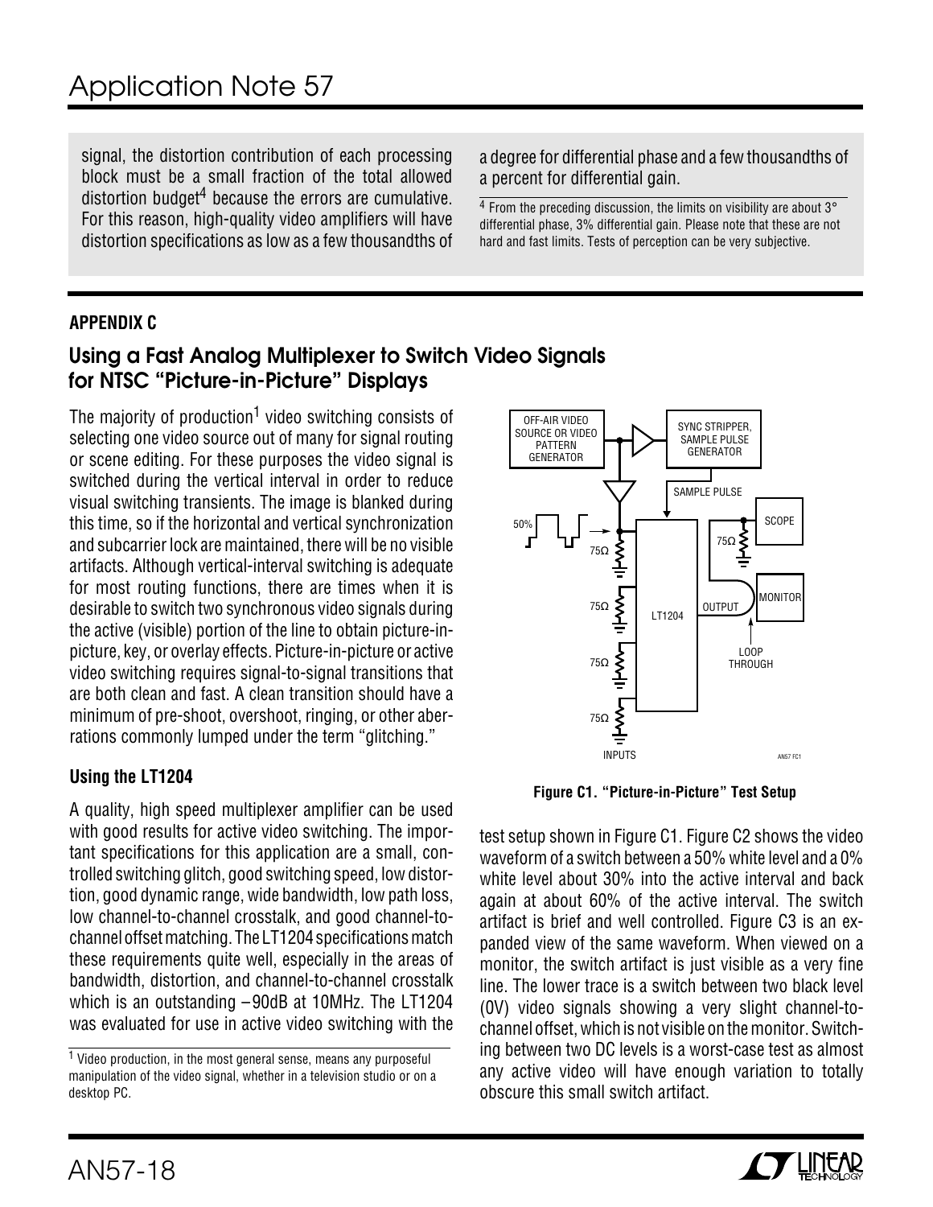signal, the distortion contribution of each processing block must be a small fraction of the total allowed distortion budget[4] because the errors are cumulative. For this reason, high-quality video amplifiers will have distortion specifications as low as a few thousandths of a degree for differential phase and a few thousandths of a percent for differential gain.

[4] From the preceding discussion, the limits on visibility are about 3° differential phase, 3% differential gain. Please note that these are not hard and fast limits. Tests of perception can be very subjective.

## APPENDIX C

## Using a Fast Analog Multiplexer to Switch Video Signals for NTSC "Picture-in-Picture" Displays

The majority of production[1] video switching consists of selecting one video source out of many for signal routing or scene editing. For these purposes the video signal is switched during the vertical interval in order to reduce visual switching transients. The image is blanked during this time, so if the horizontal and vertical synchronization and subcarrier lock are maintained, there will be no visible artifacts. Although vertical-interval switching is adequate for most routing functions, there are times when it is desirable to switch two synchronous video signals during the active (visible) portion of the line to obtain picture-in-picture, key, or overlay effects. Picture-in-picture or active video switching requires signal-to-signal transitions that are both clean and fast. A clean transition should have a minimum of pre-shoot, overshoot, ringing, or other aberrations commonly lumped under the term "glitching."

### Using the LT1204

A quality, high speed multiplexer amplifier can be used with good results for active video switching. The important specifications for this application are a small, controlled switching glitch, good switching speed, low distortion, good dynamic range, wide bandwidth, low path loss, low channel-to-channel crosstalk, and good channel-to-channel offset matching. The LT1204 specifications match these requirements quite well, especially in the areas of bandwidth, distortion, and channel-to-channel crosstalk which is an outstanding –90dB at 10MHz. The LT1204 was evaluated for use in active video switching with the test setup shown in Figure C1. Figure C2 shows the video waveform of a switch between a 50% white level and a 0% white level about 30% into the active interval and back again at about 60% of the active interval. The switch artifact is brief and well controlled. Figure C3 is an expanded view of the same waveform. When viewed on a monitor, the switch artifact is just visible as a very fine line. The lower trace is a switch between two black level (0V) video signals showing a very slight channel-to-channel offset, which is not visible on the monitor. Switching between two DC levels is a worst-case test as almost any active video will have enough variation to totally obscure this small switch artifact.

OFF-AIR VIDEO SOURCE OR VIDEO PATTERN GENERATOR — SYNC STRIPPER, SAMPLE PULSE GENERATOR — SAMPLE PULSE — 50% — 75Ω — LT1204 — OUTPUT — 75Ω — SCOPE — MONITOR — LOOP THROUGH — INPUTS

**Figure C1. "Picture-in-Picture" Test Setup**

[1] Video production, in the most general sense, means any purposeful manipulation of the video signal, whether in a television studio or on a desktop PC.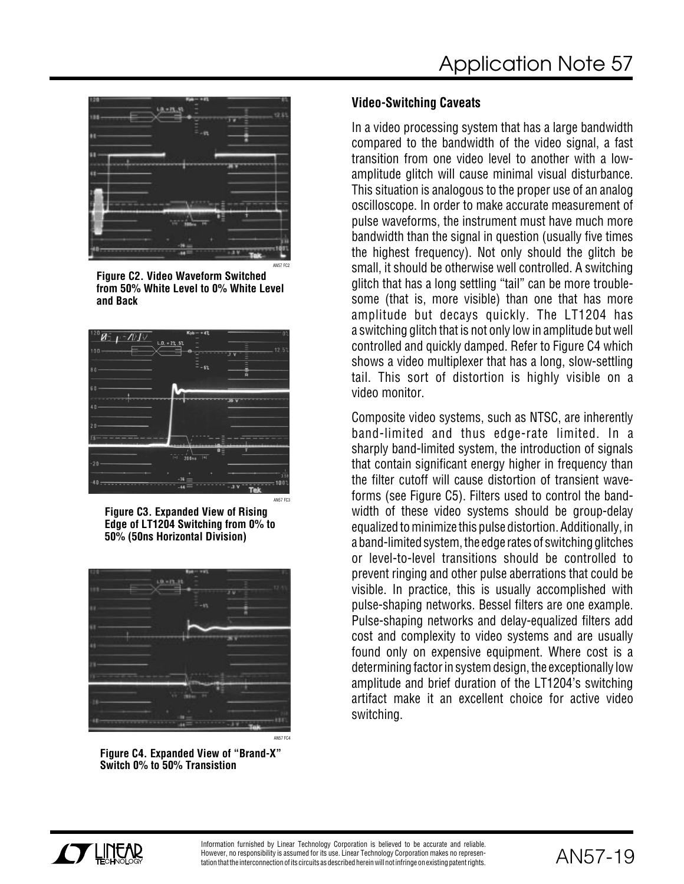Figure C2. Video Waveform Switched from 50% White Level to 0% White Level and Back

Figure C3. Expanded View of Rising Edge of LT1204 Switching from 0% to 50% (50ns Horizontal Division)

Figure C4. Expanded View of "Brand-X" Switch 0% to 50% Transistion

### Video-Switching Caveats

In a video processing system that has a large bandwidth compared to the bandwidth of the video signal, a fast transition from one video level to another with a low-amplitude glitch will cause minimal visual disturbance. This situation is analogous to the proper use of an analog oscilloscope. In order to make accurate measurement of pulse waveforms, the instrument must have much more bandwidth than the signal in question (usually five times the highest frequency). Not only should the glitch be small, it should be otherwise well controlled. A switching glitch that has a long settling "tail" can be more troublesome (that is, more visible) than one that has more amplitude but decays quickly. The LT1204 has a switching glitch that is not only low in amplitude but well controlled and quickly damped. Refer to Figure C4 which shows a video multiplexer that has a long, slow-settling tail. This sort of distortion is highly visible on a video monitor.

Composite video systems, such as NTSC, are inherently band-limited and thus edge-rate limited. In a sharply band-limited system, the introduction of signals that contain significant energy higher in frequency than the filter cutoff will cause distortion of transient waveforms (see Figure C5). Filters used to control the bandwidth of these video systems should be group-delay equalized to minimize this pulse distortion. Additionally, in a band-limited system, the edge rates of switching glitches or level-to-level transitions should be controlled to prevent ringing and other pulse aberrations that could be visible. In practice, this is usually accomplished with pulse-shaping networks. Bessel filters are one example. Pulse-shaping networks and delay-equalized filters add cost and complexity to video systems and are usually found only on expensive equipment. Where cost is a determining factor in system design, the exceptionally low amplitude and brief duration of the LT1204's switching artifact make it an excellent choice for active video switching.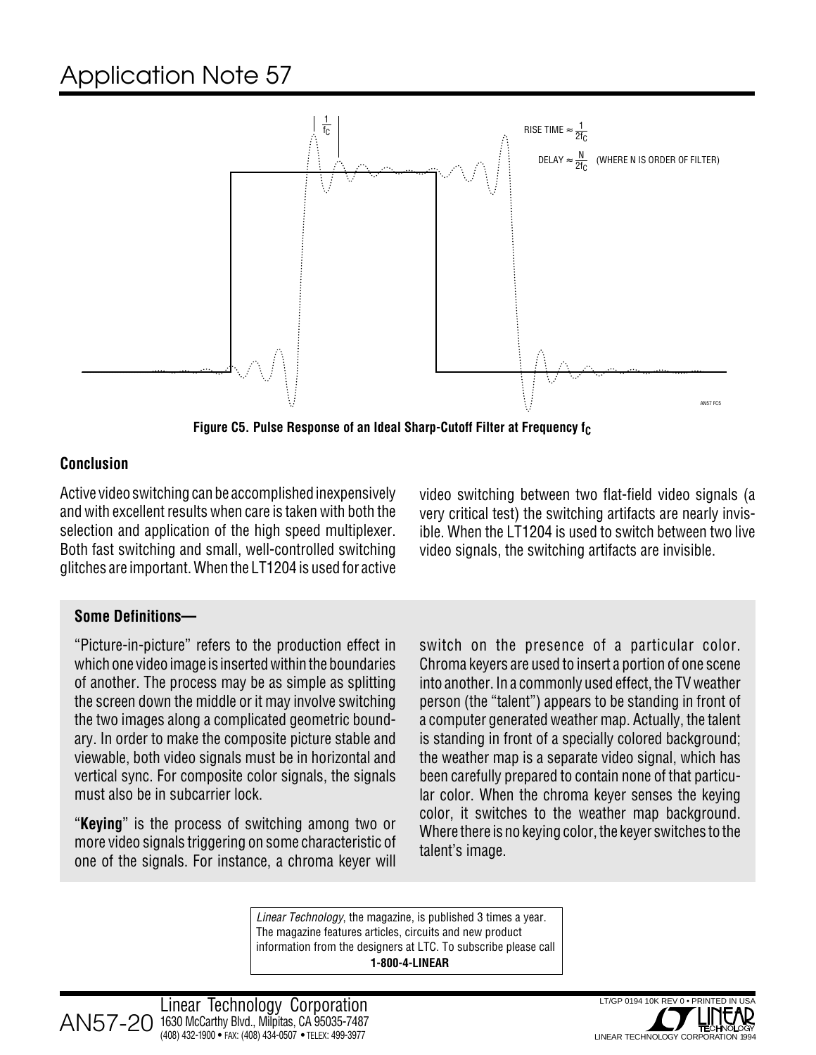$\frac{1}{f_C}$

RISE TIME $\approx \frac{1}{2f_C}$

DELAY $\approx \frac{N}{2f_C}$ (WHERE N IS ORDER OF FILTER)

AN57 FC5

**Figure C5. Pulse Response of an Ideal Sharp-Cutoff Filter at Frequency $f_C$**

### Conclusion

Active video switching can be accomplished inexpensively and with excellent results when care is taken with both the selection and application of the high speed multiplexer. Both fast switching and small, well-controlled switching glitches are important. When the LT1204 is used for active video switching between two flat-field video signals (a very critical test) the switching artifacts are nearly invisible. When the LT1204 is used to switch between two live video signals, the switching artifacts are invisible.

### Some Definitions—

"Picture-in-picture" refers to the production effect in which one video image is inserted within the boundaries of another. The process may be as simple as splitting the screen down the middle or it may involve switching the two images along a complicated geometric boundary. In order to make the composite picture stable and viewable, both video signals must be in horizontal and vertical sync. For composite color signals, the signals must also be in subcarrier lock.

"**Keying**" is the process of switching among two or more video signals triggering on some characteristic of one of the signals. For instance, a chroma keyer will switch on the presence of a particular color. Chroma keyers are used to insert a portion of one scene into another. In a commonly used effect, the TV weather person (the "talent") appears to be standing in front of a computer generated weather map. Actually, the talent is standing in front of a specially colored background; the weather map is a separate video signal, which has been carefully prepared to contain none of that particular color. When the chroma keyer senses the keying color, it switches to the weather map background. Where there is no keying color, the keyer switches to the talent's image.

*Linear Technology*, the magazine, is published 3 times a year. The magazine features articles, circuits and new product information from the designers at LTC. To subscribe please call
**1-800-4-LINEAR**

Linear Technology Corporation
1630 McCarthy Blvd., Milpitas, CA 95035-7487
(408) 432-1900 • FAX: (408) 434-0507 • TELEX: 499-3977

LT/GP 0194 10K REV 0 • PRINTED IN USA
LINEAR TECHNOLOGY CORPORATION 1994